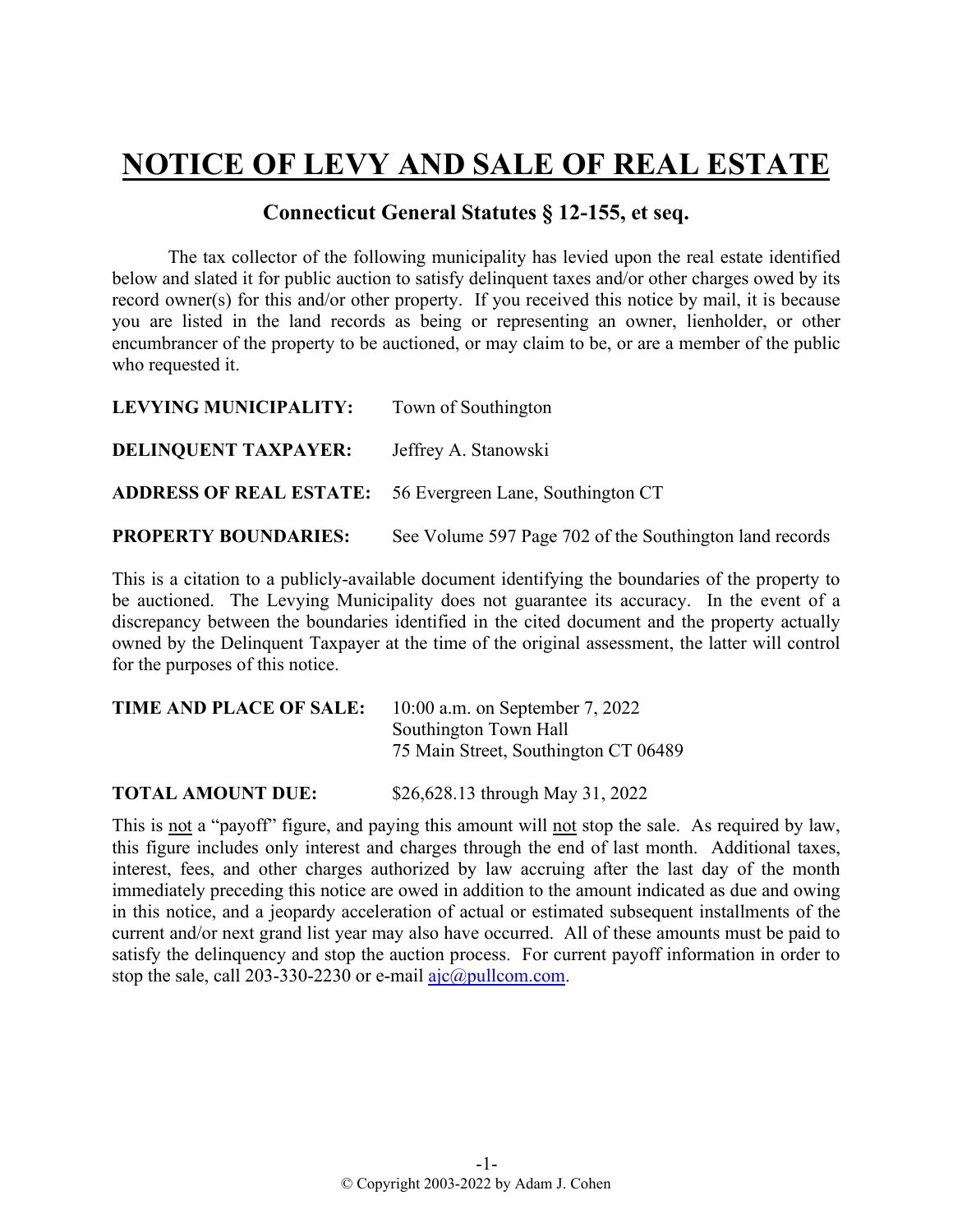# NOTICE OF LEVY AND SALE OF REAL ESTATE

## Connecticut General Statutes § 12-155, et seq.

The tax collector of the following municipality has levied upon the real estate identified below and slated it for public auction to satisfy delinquent taxes and/or other charges owed by its record owner(s) for this and/or other property. If you received this notice by mail, it is because you are listed in the land records as being or representing an owner, lienholder, or other encumbrancer of the property to be auctioned, or may claim to be, or are a member of the public who requested it.

**LEVYING MUNICIPALITY:** Town of Southington

**DELINQUENT TAXPAYER:** Jeffrey A. Stanowski

**ADDRESS OF REAL ESTATE:** 56 Evergreen Lane, Southington CT

**PROPERTY BOUNDARIES:** See Volume 597 Page 702 of the Southington land records

This is a citation to a publicly-available document identifying the boundaries of the property to be auctioned. The Levying Municipality does not guarantee its accuracy. In the event of a discrepancy between the boundaries identified in the cited document and the property actually owned by the Delinquent Taxpayer at the time of the original assessment, the latter will control for the purposes of this notice.

**TIME AND PLACE OF SALE:** 10:00 a.m. on September 7, 2022
Southington Town Hall
75 Main Street, Southington CT 06489

**TOTAL AMOUNT DUE:** $26,628.13 through May 31, 2022

This is not a "payoff" figure, and paying this amount will not stop the sale. As required by law, this figure includes only interest and charges through the end of last month. Additional taxes, interest, fees, and other charges authorized by law accruing after the last day of the month immediately preceding this notice are owed in addition to the amount indicated as due and owing in this notice, and a jeopardy acceleration of actual or estimated subsequent installments of the current and/or next grand list year may also have occurred. All of these amounts must be paid to satisfy the delinquency and stop the auction process. For current payoff information in order to stop the sale, call 203-330-2230 or e-mail ajc@pullcom.com.

© Copyright 2003-2022 by Adam J. Cohen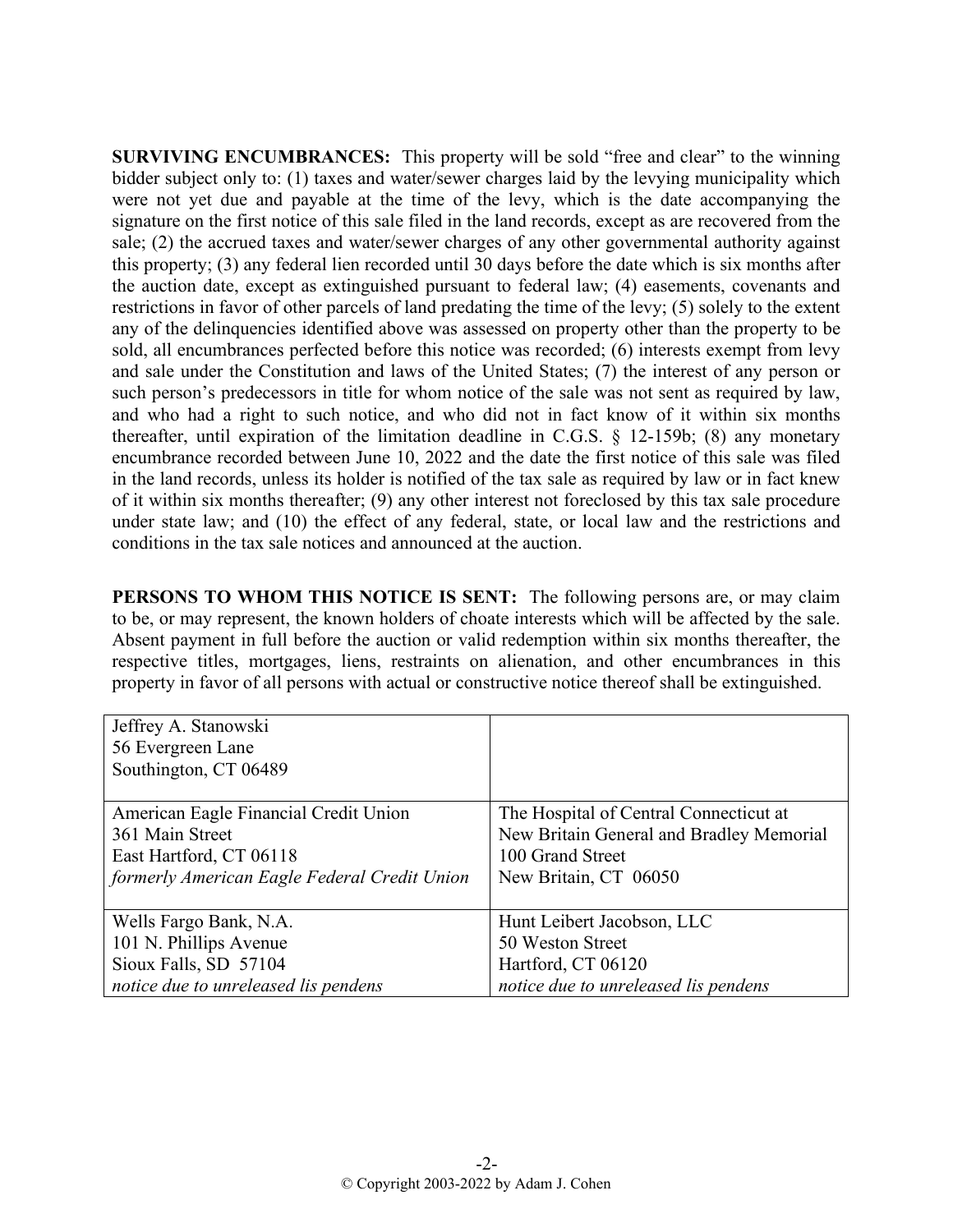**SURVIVING ENCUMBRANCES:** This property will be sold "free and clear" to the winning bidder subject only to: (1) taxes and water/sewer charges laid by the levying municipality which were not yet due and payable at the time of the levy, which is the date accompanying the signature on the first notice of this sale filed in the land records, except as are recovered from the sale; (2) the accrued taxes and water/sewer charges of any other governmental authority against this property; (3) any federal lien recorded until 30 days before the date which is six months after the auction date, except as extinguished pursuant to federal law; (4) easements, covenants and restrictions in favor of other parcels of land predating the time of the levy; (5) solely to the extent any of the delinquencies identified above was assessed on property other than the property to be sold, all encumbrances perfected before this notice was recorded; (6) interests exempt from levy and sale under the Constitution and laws of the United States; (7) the interest of any person or such person's predecessors in title for whom notice of the sale was not sent as required by law, and who had a right to such notice, and who did not in fact know of it within six months thereafter, until expiration of the limitation deadline in C.G.S. § 12-159b; (8) any monetary encumbrance recorded between June 10, 2022 and the date the first notice of this sale was filed in the land records, unless its holder is notified of the tax sale as required by law or in fact knew of it within six months thereafter; (9) any other interest not foreclosed by this tax sale procedure under state law; and (10) the effect of any federal, state, or local law and the restrictions and conditions in the tax sale notices and announced at the auction.

**PERSONS TO WHOM THIS NOTICE IS SENT:** The following persons are, or may claim to be, or may represent, the known holders of choate interests which will be affected by the sale. Absent payment in full before the auction or valid redemption within six months thereafter, the respective titles, mortgages, liens, restraints on alienation, and other encumbrances in this property in favor of all persons with actual or constructive notice thereof shall be extinguished.

| | |
|---|---|
| Jeffrey A. Stanowski<br>56 Evergreen Lane<br>Southington, CT 06489 | |
| American Eagle Financial Credit Union<br>361 Main Street<br>East Hartford, CT 06118<br>*formerly American Eagle Federal Credit Union* | The Hospital of Central Connecticut at<br>New Britain General and Bradley Memorial<br>100 Grand Street<br>New Britain, CT 06050 |
| Wells Fargo Bank, N.A.<br>101 N. Phillips Avenue<br>Sioux Falls, SD 57104<br>*notice due to unreleased lis pendens* | Hunt Leibert Jacobson, LLC<br>50 Weston Street<br>Hartford, CT 06120<br>*notice due to unreleased lis pendens* |

© Copyright 2003-2022 by Adam J. Cohen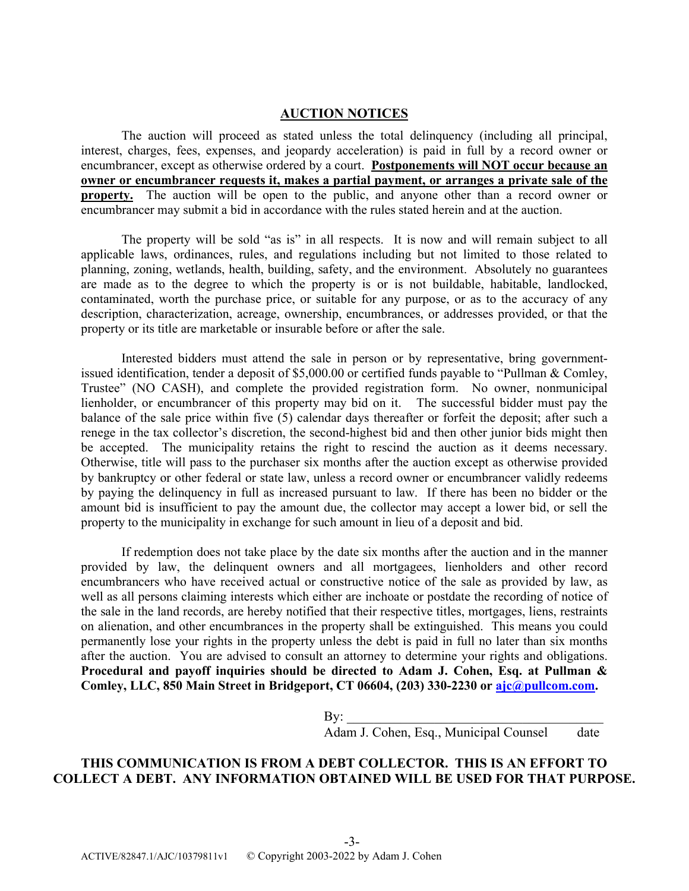## AUCTION NOTICES

The auction will proceed as stated unless the total delinquency (including all principal, interest, charges, fees, expenses, and jeopardy acceleration) is paid in full by a record owner or encumbrancer, except as otherwise ordered by a court. **Postponements will NOT occur because an owner or encumbrancer requests it, makes a partial payment, or arranges a private sale of the property.** The auction will be open to the public, and anyone other than a record owner or encumbrancer may submit a bid in accordance with the rules stated herein and at the auction.

The property will be sold "as is" in all respects. It is now and will remain subject to all applicable laws, ordinances, rules, and regulations including but not limited to those related to planning, zoning, wetlands, health, building, safety, and the environment. Absolutely no guarantees are made as to the degree to which the property is or is not buildable, habitable, landlocked, contaminated, worth the purchase price, or suitable for any purpose, or as to the accuracy of any description, characterization, acreage, ownership, encumbrances, or addresses provided, or that the property or its title are marketable or insurable before or after the sale.

Interested bidders must attend the sale in person or by representative, bring government-issued identification, tender a deposit of $5,000.00 or certified funds payable to "Pullman & Comley, Trustee" (NO CASH), and complete the provided registration form. No owner, nonmunicipal lienholder, or encumbrancer of this property may bid on it. The successful bidder must pay the balance of the sale price within five (5) calendar days thereafter or forfeit the deposit; after such a renege in the tax collector's discretion, the second-highest bid and then other junior bids might then be accepted. The municipality retains the right to rescind the auction as it deems necessary. Otherwise, title will pass to the purchaser six months after the auction except as otherwise provided by bankruptcy or other federal or state law, unless a record owner or encumbrancer validly redeems by paying the delinquency in full as increased pursuant to law. If there has been no bidder or the amount bid is insufficient to pay the amount due, the collector may accept a lower bid, or sell the property to the municipality in exchange for such amount in lieu of a deposit and bid.

If redemption does not take place by the date six months after the auction and in the manner provided by law, the delinquent owners and all mortgagees, lienholders and other record encumbrancers who have received actual or constructive notice of the sale as provided by law, as well as all persons claiming interests which either are inchoate or postdate the recording of notice of the sale in the land records, are hereby notified that their respective titles, mortgages, liens, restraints on alienation, and other encumbrances in the property shall be extinguished. This means you could permanently lose your rights in the property unless the debt is paid in full no later than six months after the auction. You are advised to consult an attorney to determine your rights and obligations. **Procedural and payoff inquiries should be directed to Adam J. Cohen, Esq. at Pullman & Comley, LLC, 850 Main Street in Bridgeport, CT 06604, (203) 330-2230 or ajc@pullcom.com.**

By: ______________________________

Adam J. Cohen, Esq., Municipal Counsel      date

**THIS COMMUNICATION IS FROM A DEBT COLLECTOR. THIS IS AN EFFORT TO COLLECT A DEBT. ANY INFORMATION OBTAINED WILL BE USED FOR THAT PURPOSE.**

ACTIVE/82847.1/AJC/10379811v1      © Copyright 2003-2022 by Adam J. Cohen